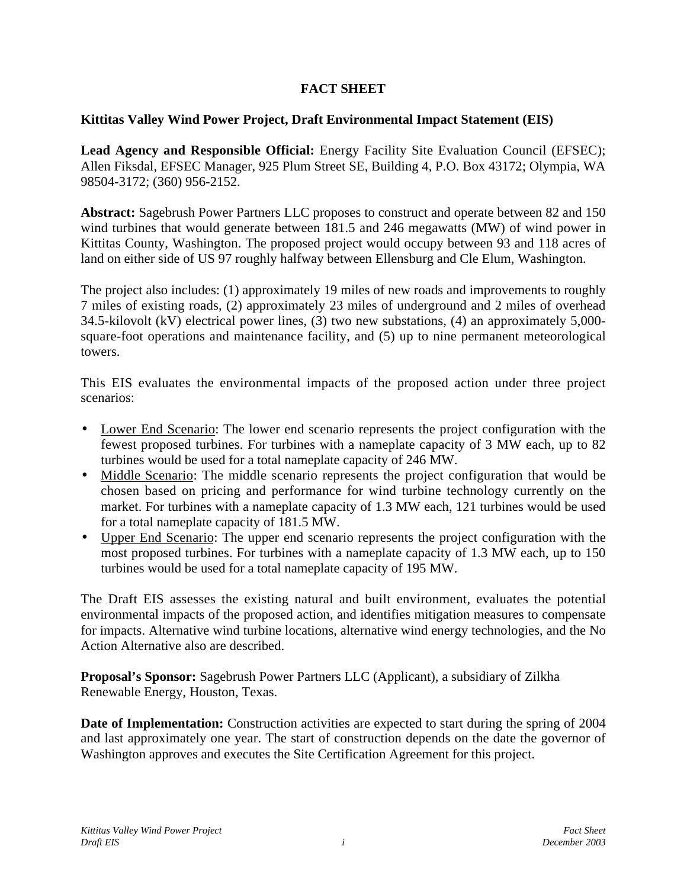# FACT SHEET

## Kittitas Valley Wind Power Project, Draft Environmental Impact Statement (EIS)

**Lead Agency and Responsible Official:** Energy Facility Site Evaluation Council (EFSEC); Allen Fiksdal, EFSEC Manager, 925 Plum Street SE, Building 4, P.O. Box 43172; Olympia, WA 98504-3172; (360) 956-2152.

**Abstract:** Sagebrush Power Partners LLC proposes to construct and operate between 82 and 150 wind turbines that would generate between 181.5 and 246 megawatts (MW) of wind power in Kittitas County, Washington. The proposed project would occupy between 93 and 118 acres of land on either side of US 97 roughly halfway between Ellensburg and Cle Elum, Washington.

The project also includes: (1) approximately 19 miles of new roads and improvements to roughly 7 miles of existing roads, (2) approximately 23 miles of underground and 2 miles of overhead 34.5-kilovolt (kV) electrical power lines, (3) two new substations, (4) an approximately 5,000-square-foot operations and maintenance facility, and (5) up to nine permanent meteorological towers.

This EIS evaluates the environmental impacts of the proposed action under three project scenarios:

- <u>Lower End Scenario</u>: The lower end scenario represents the project configuration with the fewest proposed turbines. For turbines with a nameplate capacity of 3 MW each, up to 82 turbines would be used for a total nameplate capacity of 246 MW.
- <u>Middle Scenario</u>: The middle scenario represents the project configuration that would be chosen based on pricing and performance for wind turbine technology currently on the market. For turbines with a nameplate capacity of 1.3 MW each, 121 turbines would be used for a total nameplate capacity of 181.5 MW.
- <u>Upper End Scenario</u>: The upper end scenario represents the project configuration with the most proposed turbines. For turbines with a nameplate capacity of 1.3 MW each, up to 150 turbines would be used for a total nameplate capacity of 195 MW.

The Draft EIS assesses the existing natural and built environment, evaluates the potential environmental impacts of the proposed action, and identifies mitigation measures to compensate for impacts. Alternative wind turbine locations, alternative wind energy technologies, and the No Action Alternative also are described.

**Proposal's Sponsor:** Sagebrush Power Partners LLC (Applicant), a subsidiary of Zilkha Renewable Energy, Houston, Texas.

**Date of Implementation:** Construction activities are expected to start during the spring of 2004 and last approximately one year. The start of construction depends on the date the governor of Washington approves and executes the Site Certification Agreement for this project.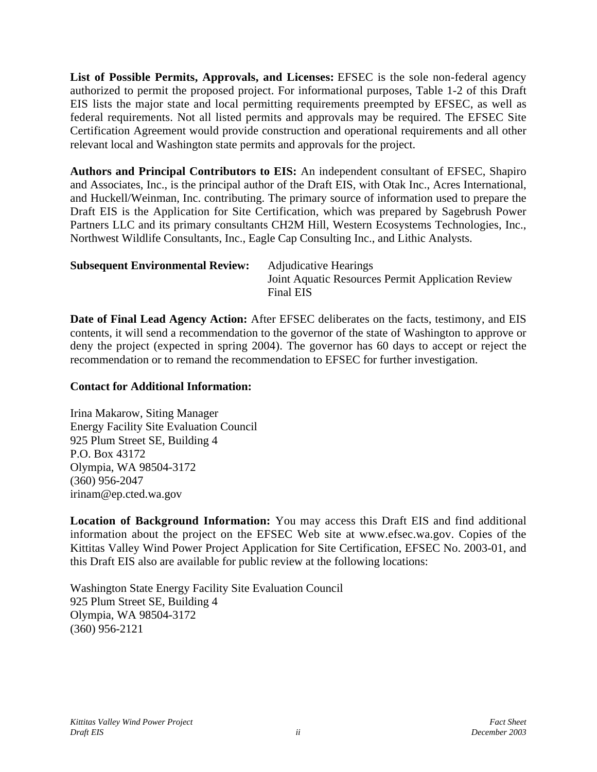**List of Possible Permits, Approvals, and Licenses:** EFSEC is the sole non-federal agency authorized to permit the proposed project. For informational purposes, Table 1-2 of this Draft EIS lists the major state and local permitting requirements preempted by EFSEC, as well as federal requirements. Not all listed permits and approvals may be required. The EFSEC Site Certification Agreement would provide construction and operational requirements and all other relevant local and Washington state permits and approvals for the project.

**Authors and Principal Contributors to EIS:** An independent consultant of EFSEC, Shapiro and Associates, Inc., is the principal author of the Draft EIS, with Otak Inc., Acres International, and Huckell/Weinman, Inc. contributing. The primary source of information used to prepare the Draft EIS is the Application for Site Certification, which was prepared by Sagebrush Power Partners LLC and its primary consultants CH2M Hill, Western Ecosystems Technologies, Inc., Northwest Wildlife Consultants, Inc., Eagle Cap Consulting Inc., and Lithic Analysts.

**Subsequent Environmental Review:**

Adjudicative Hearings
Joint Aquatic Resources Permit Application Review
Final EIS

**Date of Final Lead Agency Action:** After EFSEC deliberates on the facts, testimony, and EIS contents, it will send a recommendation to the governor of the state of Washington to approve or deny the project (expected in spring 2004). The governor has 60 days to accept or reject the recommendation or to remand the recommendation to EFSEC for further investigation.

**Contact for Additional Information:**

Irina Makarow, Siting Manager
Energy Facility Site Evaluation Council
925 Plum Street SE, Building 4
P.O. Box 43172
Olympia, WA 98504-3172
(360) 956-2047
irinam@ep.cted.wa.gov

**Location of Background Information:** You may access this Draft EIS and find additional information about the project on the EFSEC Web site at www.efsec.wa.gov. Copies of the Kittitas Valley Wind Power Project Application for Site Certification, EFSEC No. 2003-01, and this Draft EIS also are available for public review at the following locations:

Washington State Energy Facility Site Evaluation Council
925 Plum Street SE, Building 4
Olympia, WA 98504-3172
(360) 956-2121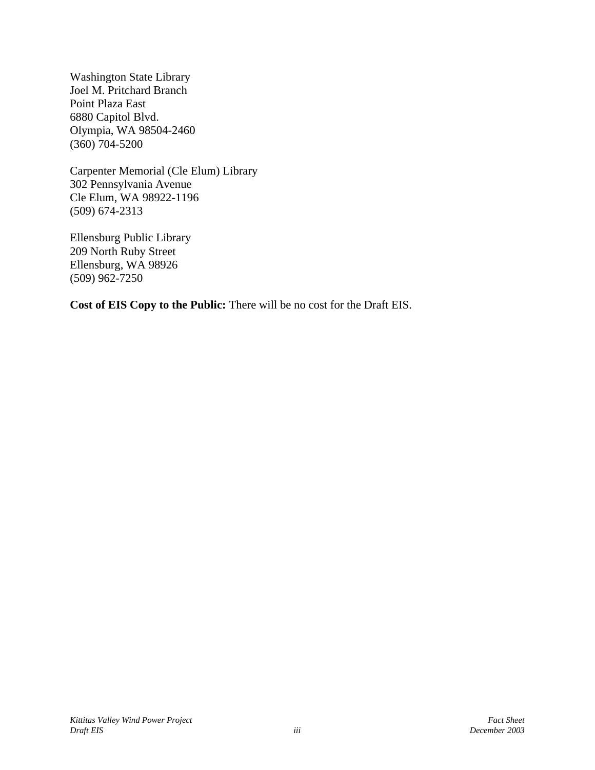Washington State Library
Joel M. Pritchard Branch
Point Plaza East
6880 Capitol Blvd.
Olympia, WA 98504-2460
(360) 704-5200

Carpenter Memorial (Cle Elum) Library
302 Pennsylvania Avenue
Cle Elum, WA 98922-1196
(509) 674-2313

Ellensburg Public Library
209 North Ruby Street
Ellensburg, WA 98926
(509) 962-7250

**Cost of EIS Copy to the Public:** There will be no cost for the Draft EIS.